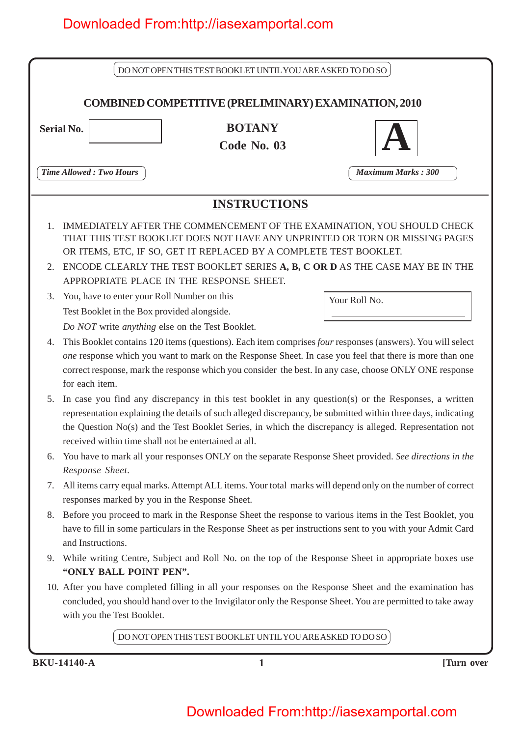Downloaded From:http://iasexamportal.com

DO NOT OPEN THIS TEST BOOKLET UNTIL YOU ARE ASKED TO DO SO

# COMBINED COMPETITIVE (PRELIMINARY) EXAMINATION, 2010

**Serial No.**

**BOTANY**

**Code No. 03**

**A**

*Time Allowed : Two Hours*

*Maximum Marks : 300*

## INSTRUCTIONS

1. IMMEDIATELY AFTER THE COMMENCEMENT OF THE EXAMINATION, YOU SHOULD CHECK THAT THIS TEST BOOKLET DOES NOT HAVE ANY UNPRINTED OR TORN OR MISSING PAGES OR ITEMS, ETC, IF SO, GET IT REPLACED BY A COMPLETE TEST BOOKLET.
2. ENCODE CLEARLY THE TEST BOOKLET SERIES **A, B, C OR D** AS THE CASE MAY BE IN THE APPROPRIATE PLACE IN THE RESPONSE SHEET.
3. You, have to enter your Roll Number on this Test Booklet in the Box provided alongside. *Do NOT* write *anything* else on the Test Booklet.

   Your Roll No.

4. This Booklet contains 120 items (questions). Each item comprises *four* responses (answers). You will select *one* response which you want to mark on the Response Sheet. In case you feel that there is more than one correct response, mark the response which you consider the best. In any case, choose ONLY ONE response for each item.
5. In case you find any discrepancy in this test booklet in any question(s) or the Responses, a written representation explaining the details of such alleged discrepancy, be submitted within three days, indicating the Question No(s) and the Test Booklet Series, in which the discrepancy is alleged. Representation not received within time shall not be entertained at all.
6. You have to mark all your responses ONLY on the separate Response Sheet provided. *See directions in the Response Sheet.*
7. All items carry equal marks. Attempt ALL items. Your total marks will depend only on the number of correct responses marked by you in the Response Sheet.
8. Before you proceed to mark in the Response Sheet the response to various items in the Test Booklet, you have to fill in some particulars in the Response Sheet as per instructions sent to you with your Admit Card and Instructions.
9. While writing Centre, Subject and Roll No. on the top of the Response Sheet in appropriate boxes use **"ONLY BALL POINT PEN".**
10. After you have completed filling in all your responses on the Response Sheet and the examination has concluded, you should hand over to the Invigilator only the Response Sheet. You are permitted to take away with you the Test Booklet.

DO NOT OPEN THIS TEST BOOKLET UNTIL YOU ARE ASKED TO DO SO

BKU-14140-A

[Turn over

Downloaded From:http://iasexamportal.com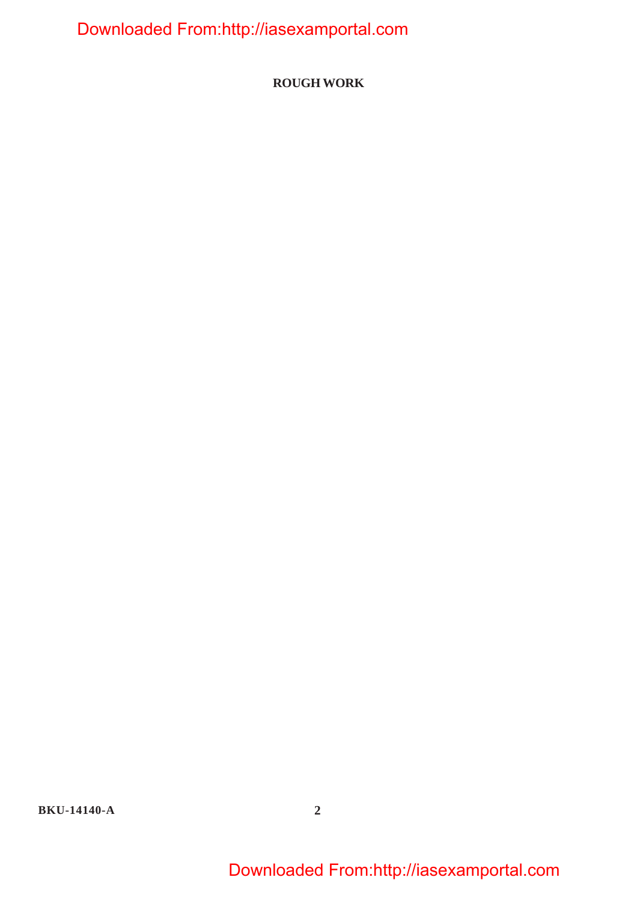**ROUGH WORK**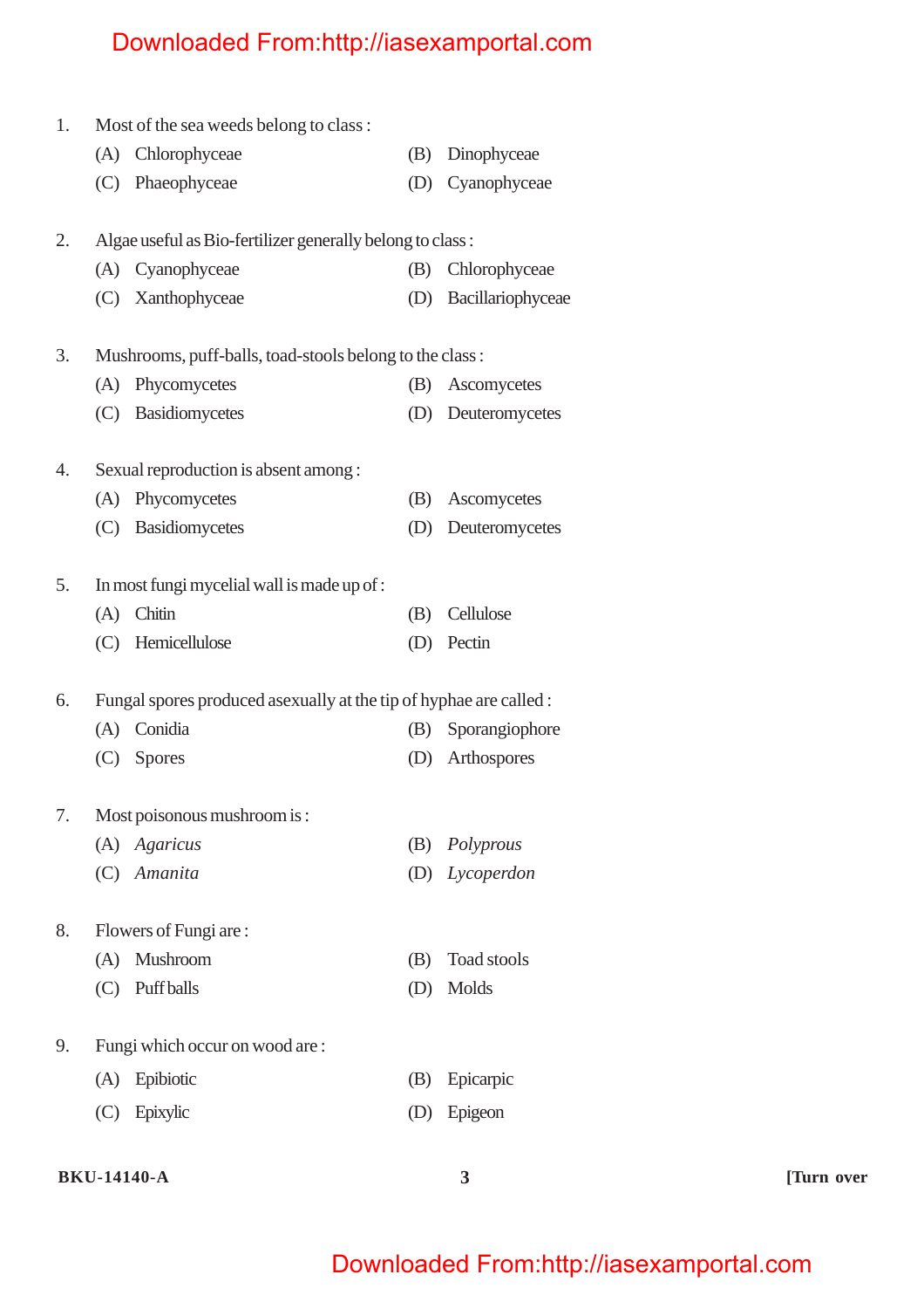1. Most of the sea weeds belong to class :
   (A) Chlorophyceae
   (B) Dinophyceae
   (C) Phaeophyceae
   (D) Cyanophyceae

2. Algae useful as Bio-fertilizer generally belong to class :
   (A) Cyanophyceae
   (B) Chlorophyceae
   (C) Xanthophyceae
   (D) Bacillariophyceae

3. Mushrooms, puff-balls, toad-stools belong to the class :
   (A) Phycomycetes
   (B) Ascomycetes
   (C) Basidiomycetes
   (D) Deuteromycetes

4. Sexual reproduction is absent among :
   (A) Phycomycetes
   (B) Ascomycetes
   (C) Basidiomycetes
   (D) Deuteromycetes

5. In most fungi mycelial wall is made up of :
   (A) Chitin
   (B) Cellulose
   (C) Hemicellulose
   (D) Pectin

6. Fungal spores produced asexually at the tip of hyphae are called :
   (A) Conidia
   (B) Sporangiophore
   (C) Spores
   (D) Arthospores

7. Most poisonous mushroom is :
   (A) *Agaricus*
   (B) *Polyprous*
   (C) *Amanita*
   (D) *Lycoperdon*

8. Flowers of Fungi are :
   (A) Mushroom
   (B) Toad stools
   (C) Puff balls
   (D) Molds

9. Fungi which occur on wood are :
   (A) Epibiotic
   (B) Epicarpic
   (C) Epixylic
   (D) Epigeon

BKU-14140-A [Turn over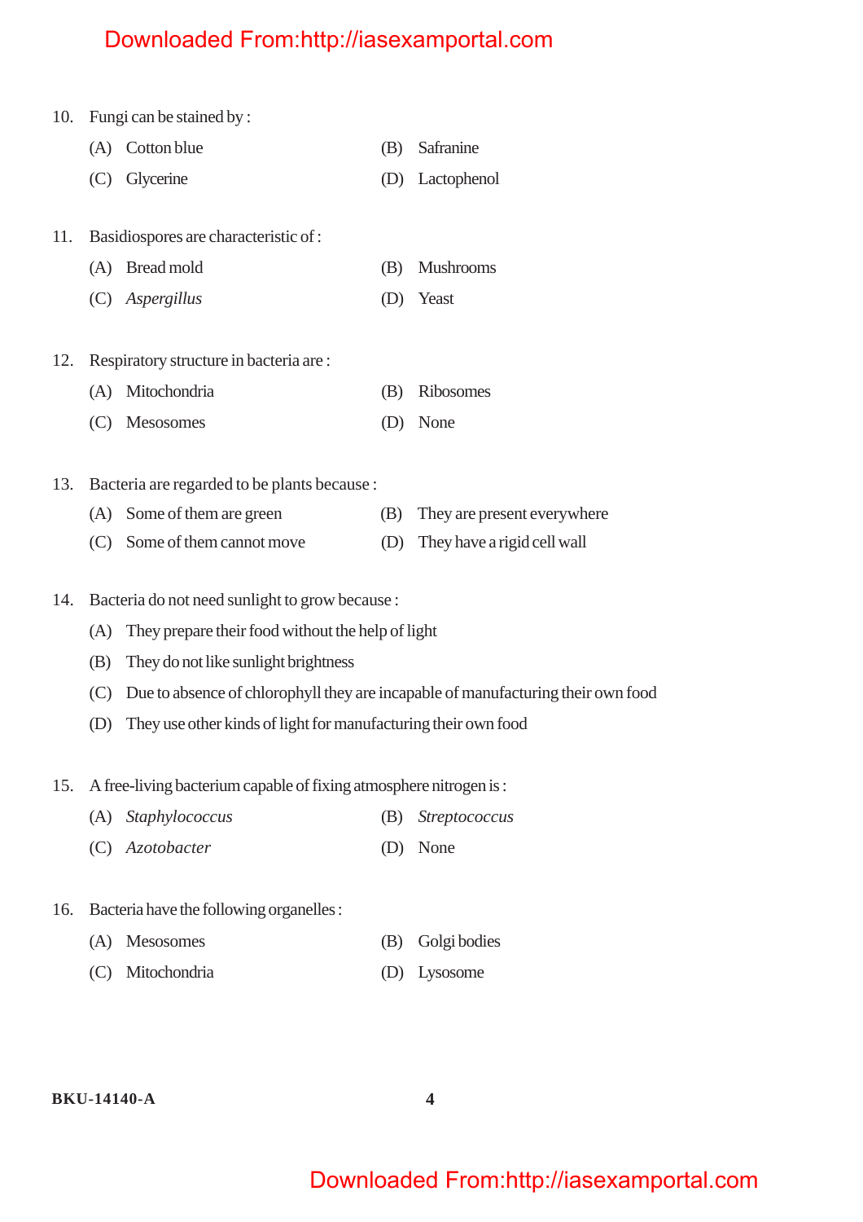10. Fungi can be stained by :

    (A) Cotton blue
    (B) Safranine
    (C) Glycerine
    (D) Lactophenol

11. Basidiospores are characteristic of :

    (A) Bread mold
    (B) Mushrooms
    (C) *Aspergillus*
    (D) Yeast

12. Respiratory structure in bacteria are :

    (A) Mitochondria
    (B) Ribosomes
    (C) Mesosomes
    (D) None

13. Bacteria are regarded to be plants because :

    (A) Some of them are green
    (B) They are present everywhere
    (C) Some of them cannot move
    (D) They have a rigid cell wall

14. Bacteria do not need sunlight to grow because :

    (A) They prepare their food without the help of light
    (B) They do not like sunlight brightness
    (C) Due to absence of chlorophyll they are incapable of manufacturing their own food
    (D) They use other kinds of light for manufacturing their own food

15. A free-living bacterium capable of fixing atmosphere nitrogen is :

    (A) *Staphylococcus*
    (B) *Streptococcus*
    (C) *Azotobacter*
    (D) None

16. Bacteria have the following organelles :

    (A) Mesosomes
    (B) Golgi bodies
    (C) Mitochondria
    (D) Lysosome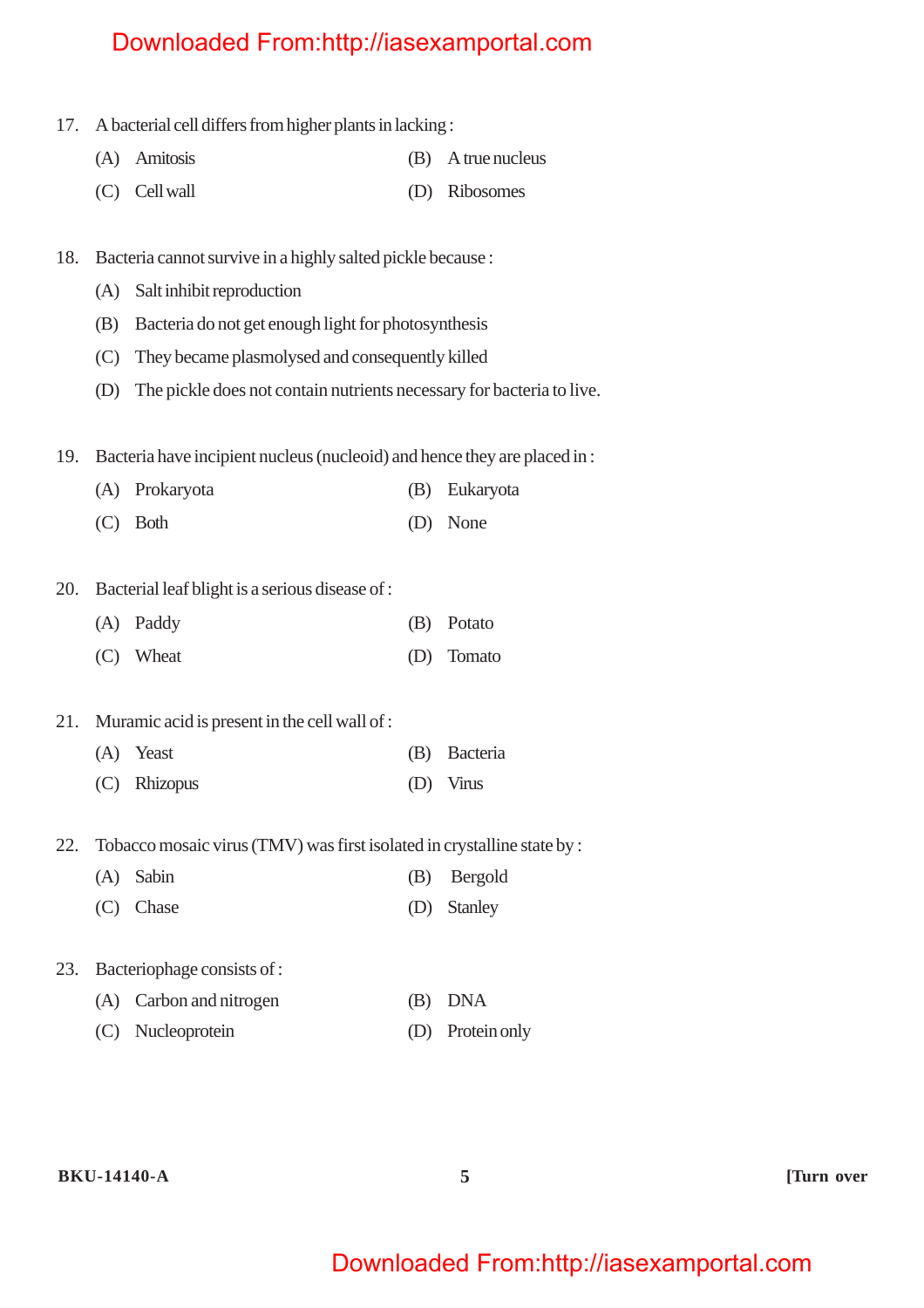17. A bacterial cell differs from higher plants in lacking :

    (A) Amitosis
    (B) A true nucleus
    (C) Cell wall
    (D) Ribosomes

18. Bacteria cannot survive in a highly salted pickle because :

    (A) Salt inhibit reproduction
    (B) Bacteria do not get enough light for photosynthesis
    (C) They became plasmolysed and consequently killed
    (D) The pickle does not contain nutrients necessary for bacteria to live.

19. Bacteria have incipient nucleus (nucleoid) and hence they are placed in :

    (A) Prokaryota
    (B) Eukaryota
    (C) Both
    (D) None

20. Bacterial leaf blight is a serious disease of :

    (A) Paddy
    (B) Potato
    (C) Wheat
    (D) Tomato

21. Muramic acid is present in the cell wall of :

    (A) Yeast
    (B) Bacteria
    (C) Rhizopus
    (D) Virus

22. Tobacco mosaic virus (TMV) was first isolated in crystalline state by :

    (A) Sabin
    (B) Bergold
    (C) Chase
    (D) Stanley

23. Bacteriophage consists of :

    (A) Carbon and nitrogen
    (B) DNA
    (C) Nucleoprotein
    (D) Protein only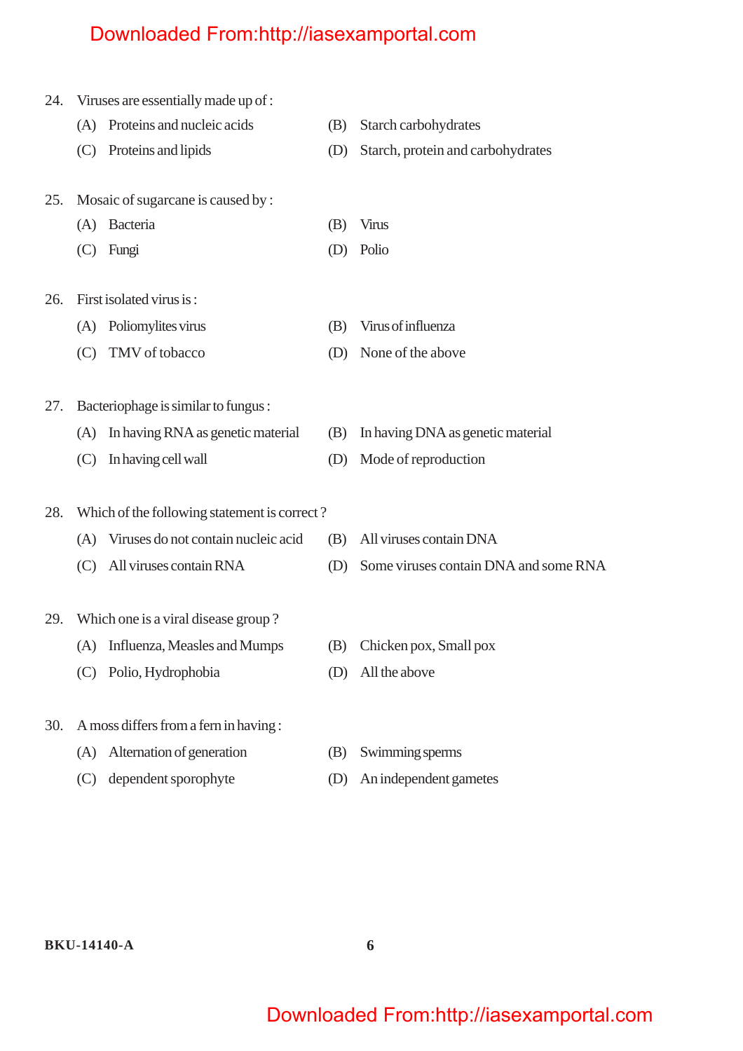24. Viruses are essentially made up of :

    (A) Proteins and nucleic acids
    (B) Starch carbohydrates
    (C) Proteins and lipids
    (D) Starch, protein and carbohydrates

25. Mosaic of sugarcane is caused by :

    (A) Bacteria
    (B) Virus
    (C) Fungi
    (D) Polio

26. First isolated virus is :

    (A) Poliomylites virus
    (B) Virus of influenza
    (C) TMV of tobacco
    (D) None of the above

27. Bacteriophage is similar to fungus :

    (A) In having RNA as genetic material
    (B) In having DNA as genetic material
    (C) In having cell wall
    (D) Mode of reproduction

28. Which of the following statement is correct ?

    (A) Viruses do not contain nucleic acid
    (B) All viruses contain DNA
    (C) All viruses contain RNA
    (D) Some viruses contain DNA and some RNA

29. Which one is a viral disease group ?

    (A) Influenza, Measles and Mumps
    (B) Chicken pox, Small pox
    (C) Polio, Hydrophobia
    (D) All the above

30. A moss differs from a fern in having :

    (A) Alternation of generation
    (B) Swimming sperms
    (C) dependent sporophyte
    (D) An independent gametes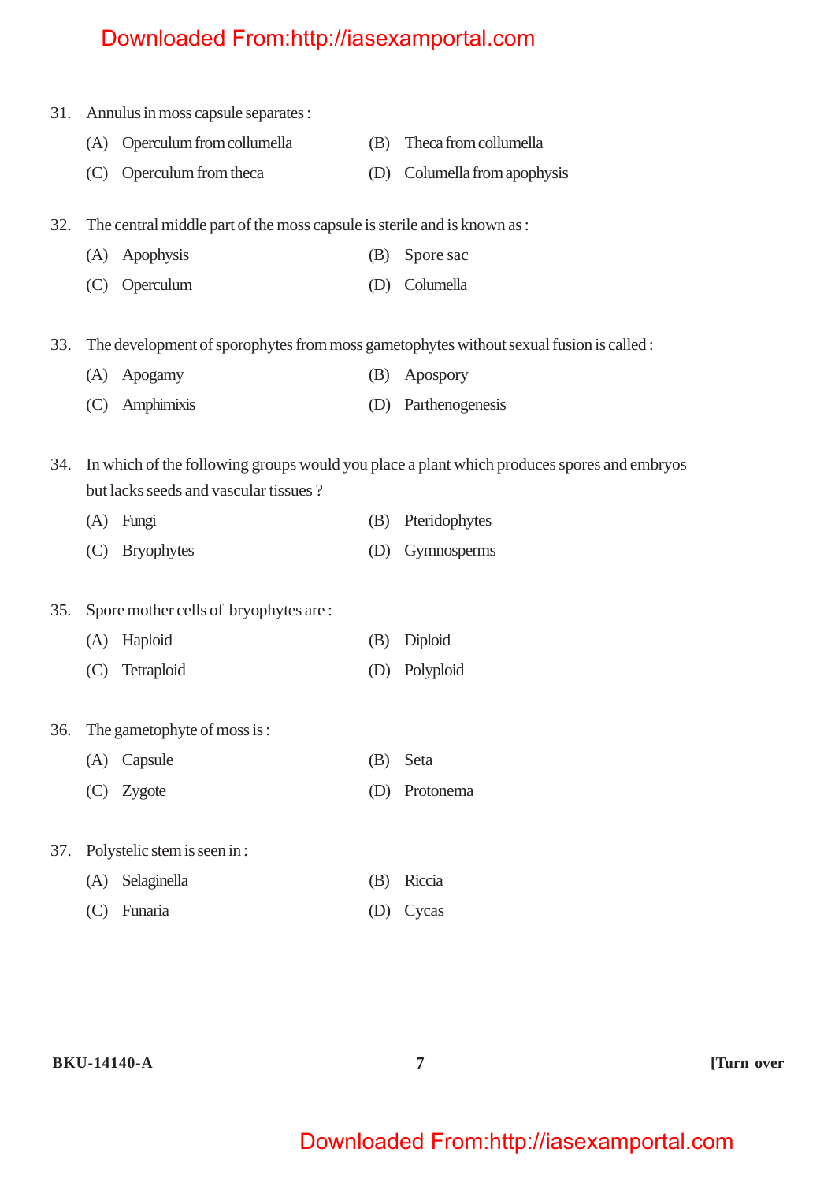31. Annulus in moss capsule separates :

    (A) Operculum from collumella
    (B) Theca from collumella
    (C) Operculum from theca
    (D) Columella from apophysis

32. The central middle part of the moss capsule is sterile and is known as :

    (A) Apophysis
    (B) Spore sac
    (C) Operculum
    (D) Columella

33. The development of sporophytes from moss gametophytes without sexual fusion is called :

    (A) Apogamy
    (B) Apospory
    (C) Amphimixis
    (D) Parthenogenesis

34. In which of the following groups would you place a plant which produces spores and embryos but lacks seeds and vascular tissues ?

    (A) Fungi
    (B) Pteridophytes
    (C) Bryophytes
    (D) Gymnosperms

35. Spore mother cells of bryophytes are :

    (A) Haploid
    (B) Diploid
    (C) Tetraploid
    (D) Polyploid

36. The gametophyte of moss is :

    (A) Capsule
    (B) Seta
    (C) Zygote
    (D) Protonema

37. Polystelic stem is seen in :

    (A) Selaginella
    (B) Riccia
    (C) Funaria
    (D) Cycas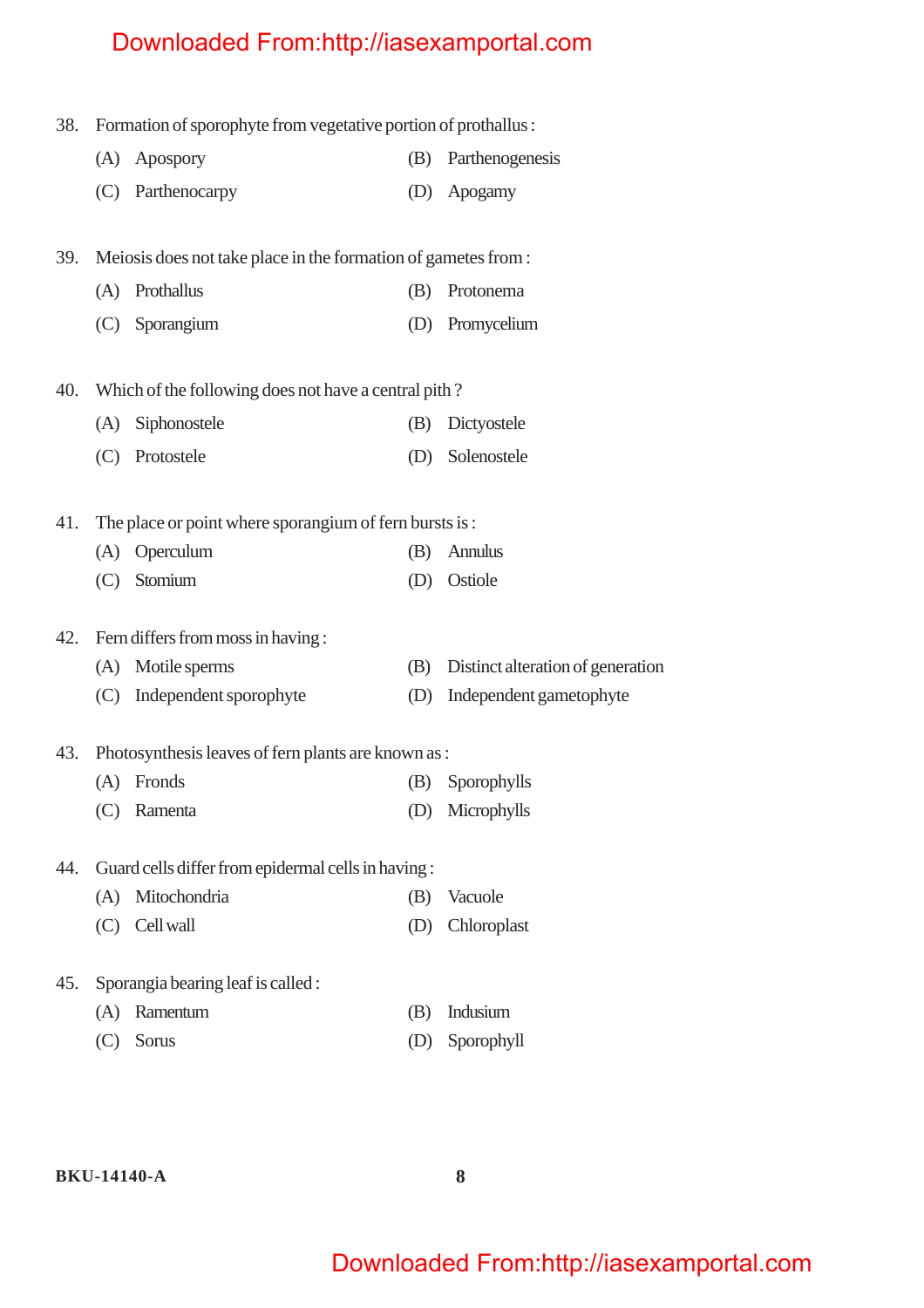38. Formation of sporophyte from vegetative portion of prothallus :

(A) Apospory (B) Parthenogenesis

(C) Parthenocarpy (D) Apogamy

39. Meiosis does not take place in the formation of gametes from :

(A) Prothallus (B) Protonema

(C) Sporangium (D) Promycelium

40. Which of the following does not have a central pith ?

(A) Siphonostele (B) Dictyostele

(C) Protostele (D) Solenostele

41. The place or point where sporangium of fern bursts is :

(A) Operculum (B) Annulus

(C) Stomium (D) Ostiole

42. Fern differs from moss in having :

(A) Motile sperms (B) Distinct alteration of generation

(C) Independent sporophyte (D) Independent gametophyte

43. Photosynthesis leaves of fern plants are known as :

(A) Fronds (B) Sporophylls

(C) Ramenta (D) Microphylls

44. Guard cells differ from epidermal cells in having :

(A) Mitochondria (B) Vacuole

(C) Cell wall (D) Chloroplast

45. Sporangia bearing leaf is called :

(A) Ramentum (B) Indusium

(C) Sorus (D) Sporophyll

BKU-14140-A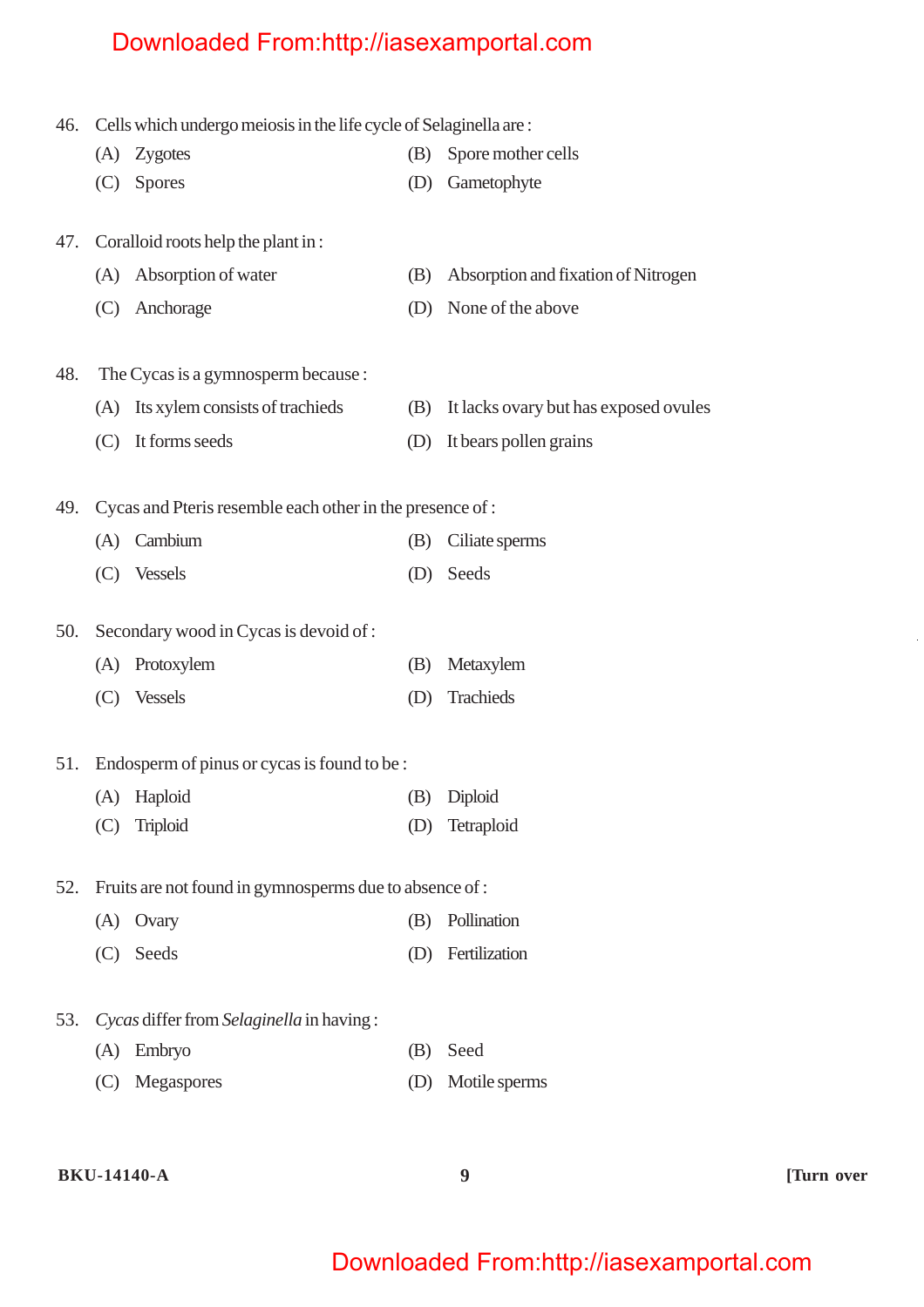46. Cells which undergo meiosis in the life cycle of Selaginella are :

    (A) Zygotes
    (B) Spore mother cells
    (C) Spores
    (D) Gametophyte

47. Coralloid roots help the plant in :

    (A) Absorption of water
    (B) Absorption and fixation of Nitrogen
    (C) Anchorage
    (D) None of the above

48. The Cycas is a gymnosperm because :

    (A) Its xylem consists of trachieds
    (B) It lacks ovary but has exposed ovules
    (C) It forms seeds
    (D) It bears pollen grains

49. Cycas and Pteris resemble each other in the presence of :

    (A) Cambium
    (B) Ciliate sperms
    (C) Vessels
    (D) Seeds

50. Secondary wood in Cycas is devoid of :

    (A) Protoxylem
    (B) Metaxylem
    (C) Vessels
    (D) Trachieds

51. Endosperm of pinus or cycas is found to be :

    (A) Haploid
    (B) Diploid
    (C) Triploid
    (D) Tetraploid

52. Fruits are not found in gymnosperms due to absence of :

    (A) Ovary
    (B) Pollination
    (C) Seeds
    (D) Fertilization

53. *Cycas* differ from *Selaginella* in having :

    (A) Embryo
    (B) Seed
    (C) Megaspores
    (D) Motile sperms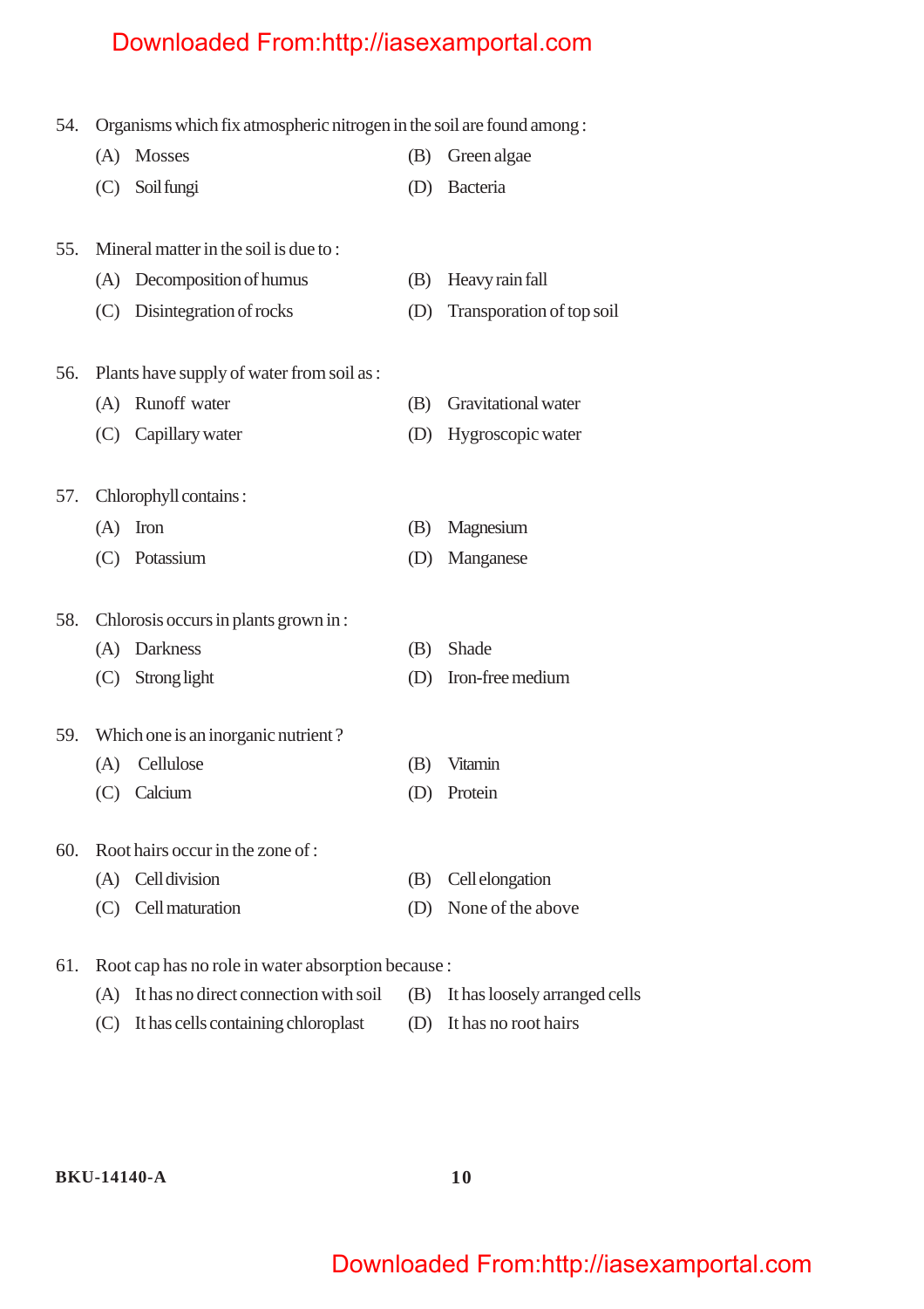54. Organisms which fix atmospheric nitrogen in the soil are found among :

    (A) Mosses
    (B) Green algae
    (C) Soil fungi
    (D) Bacteria

55. Mineral matter in the soil is due to :

    (A) Decomposition of humus
    (B) Heavy rain fall
    (C) Disintegration of rocks
    (D) Transporation of top soil

56. Plants have supply of water from soil as :

    (A) Runoff water
    (B) Gravitational water
    (C) Capillary water
    (D) Hygroscopic water

57. Chlorophyll contains :

    (A) Iron
    (B) Magnesium
    (C) Potassium
    (D) Manganese

58. Chlorosis occurs in plants grown in :

    (A) Darkness
    (B) Shade
    (C) Strong light
    (D) Iron-free medium

59. Which one is an inorganic nutrient ?

    (A) Cellulose
    (B) Vitamin
    (C) Calcium
    (D) Protein

60. Root hairs occur in the zone of :

    (A) Cell division
    (B) Cell elongation
    (C) Cell maturation
    (D) None of the above

61. Root cap has no role in water absorption because :

    (A) It has no direct connection with soil
    (B) It has loosely arranged cells
    (C) It has cells containing chloroplast
    (D) It has no root hairs

BKU-14140-A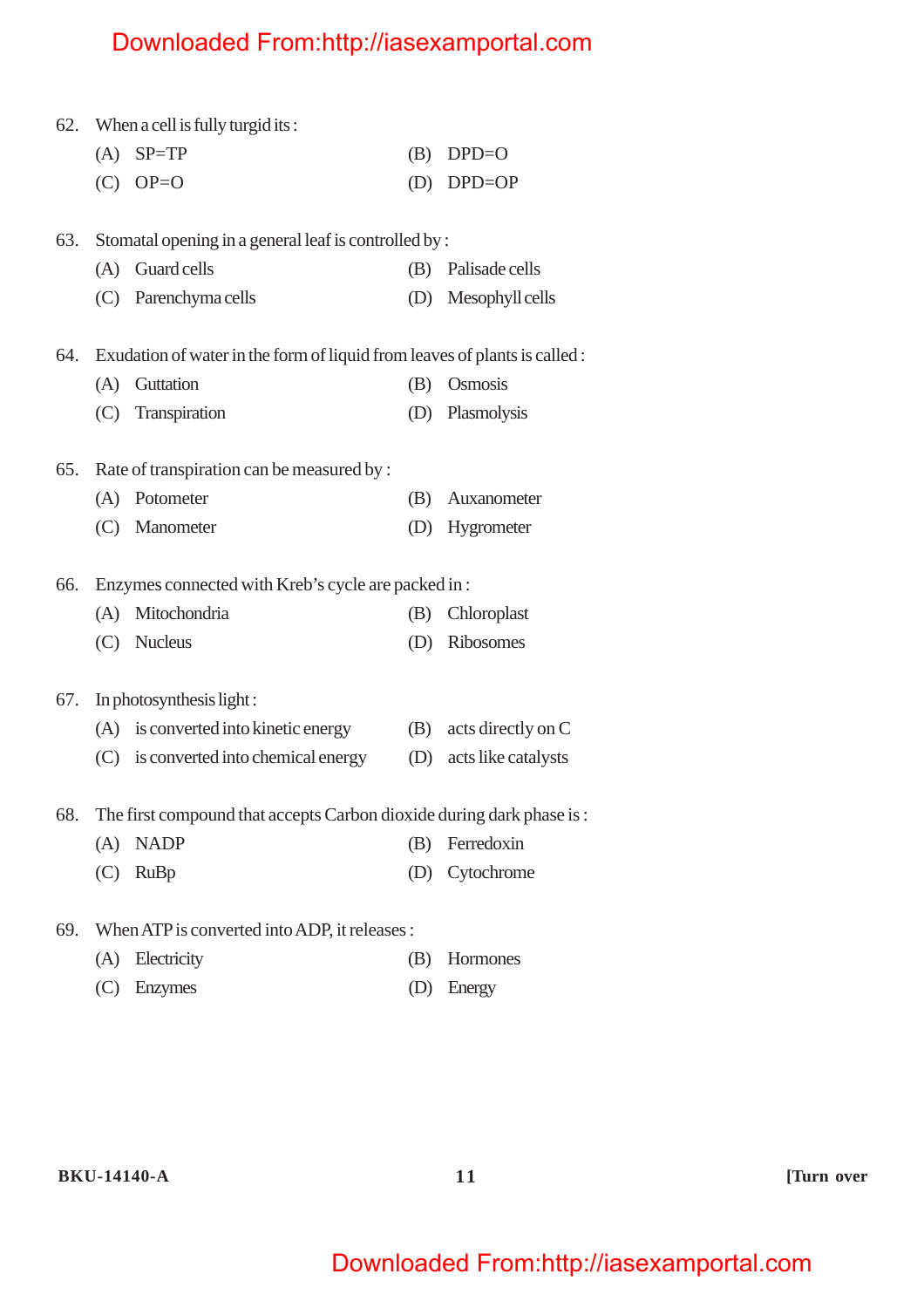62. When a cell is fully turgid its :

(A) SP=TP

(B) DPD=O

(C) OP=O

(D) DPD=OP

63. Stomatal opening in a general leaf is controlled by :

(A) Guard cells

(B) Palisade cells

(C) Parenchyma cells

(D) Mesophyll cells

64. Exudation of water in the form of liquid from leaves of plants is called :

(A) Guttation

(B) Osmosis

(C) Transpiration

(D) Plasmolysis

65. Rate of transpiration can be measured by :

(A) Potometer

(B) Auxanometer

(C) Manometer

(D) Hygrometer

66. Enzymes connected with Kreb's cycle are packed in :

(A) Mitochondria

(B) Chloroplast

(C) Nucleus

(D) Ribosomes

67. In photosynthesis light :

(A) is converted into kinetic energy

(B) acts directly on C

(C) is converted into chemical energy

(D) acts like catalysts

68. The first compound that accepts Carbon dioxide during dark phase is :

(A) NADP

(B) Ferredoxin

(C) RuBp

(D) Cytochrome

69. When ATP is converted into ADP, it releases :

(A) Electricity

(B) Hormones

(C) Enzymes

(D) Energy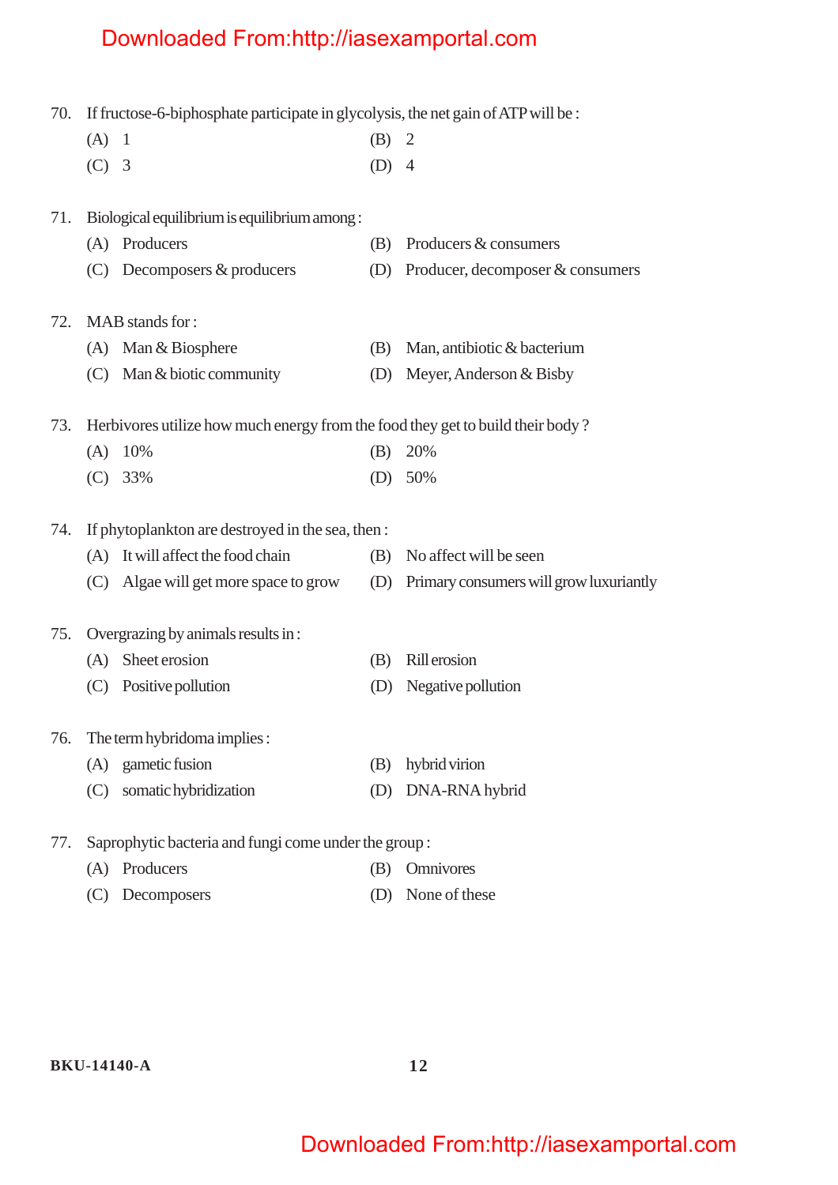70. If fructose-6-biphosphate participate in glycolysis, the net gain of ATP will be :

(A) 1
(B) 2
(C) 3
(D) 4

71. Biological equilibrium is equilibrium among :

(A) Producers
(B) Producers & consumers
(C) Decomposers & producers
(D) Producer, decomposer & consumers

72. MAB stands for :

(A) Man & Biosphere
(B) Man, antibiotic & bacterium
(C) Man & biotic community
(D) Meyer, Anderson & Bisby

73. Herbivores utilize how much energy from the food they get to build their body ?

(A) 10%
(B) 20%
(C) 33%
(D) 50%

74. If phytoplankton are destroyed in the sea, then :

(A) It will affect the food chain
(B) No affect will be seen
(C) Algae will get more space to grow
(D) Primary consumers will grow luxuriantly

75. Overgrazing by animals results in :

(A) Sheet erosion
(B) Rill erosion
(C) Positive pollution
(D) Negative pollution

76. The term hybridoma implies :

(A) gametic fusion
(B) hybrid virion
(C) somatic hybridization
(D) DNA-RNA hybrid

77. Saprophytic bacteria and fungi come under the group :

(A) Producers
(B) Omnivores
(C) Decomposers
(D) None of these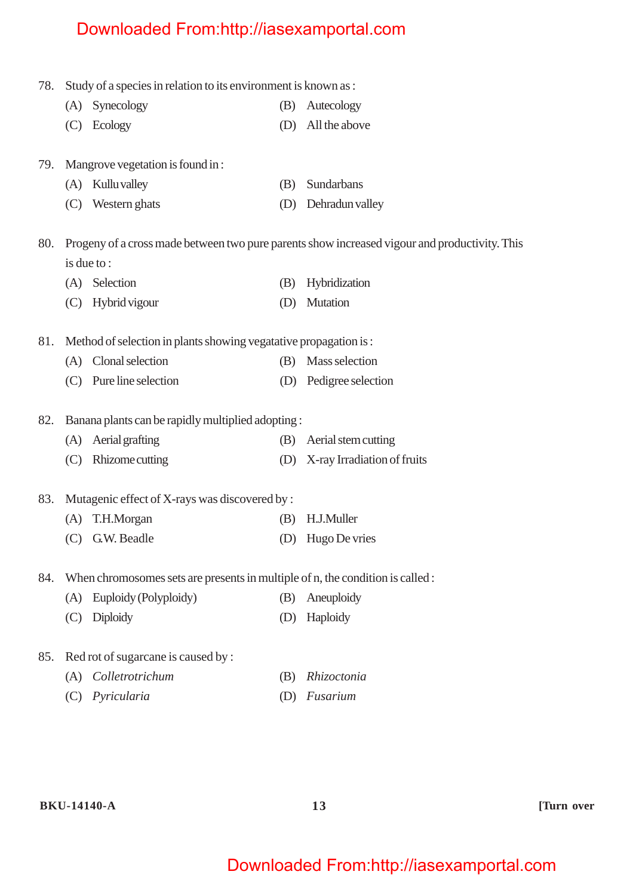78. Study of a species in relation to its environment is known as :

(A) Synecology
(B) Autecology
(C) Ecology
(D) All the above

79. Mangrove vegetation is found in :

(A) Kullu valley
(B) Sundarbans
(C) Western ghats
(D) Dehradun valley

80. Progeny of a cross made between two pure parents show increased vigour and productivity. This is due to :

(A) Selection
(B) Hybridization
(C) Hybrid vigour
(D) Mutation

81. Method of selection in plants showing vegatative propagation is :

(A) Clonal selection
(B) Mass selection
(C) Pure line selection
(D) Pedigree selection

82. Banana plants can be rapidly multiplied adopting :

(A) Aerial grafting
(B) Aerial stem cutting
(C) Rhizome cutting
(D) X-ray Irradiation of fruits

83. Mutagenic effect of X-rays was discovered by :

(A) T.H.Morgan
(B) H.J.Muller
(C) G.W. Beadle
(D) Hugo De vries

84. When chromosomes sets are presents in multiple of n, the condition is called :

(A) Euploidy (Polyploidy)
(B) Aneuploidy
(C) Diploidy
(D) Haploidy

85. Red rot of sugarcane is caused by :

(A) *Colletrotrichum*
(B) *Rhizoctonia*
(C) *Pyricularia*
(D) *Fusarium*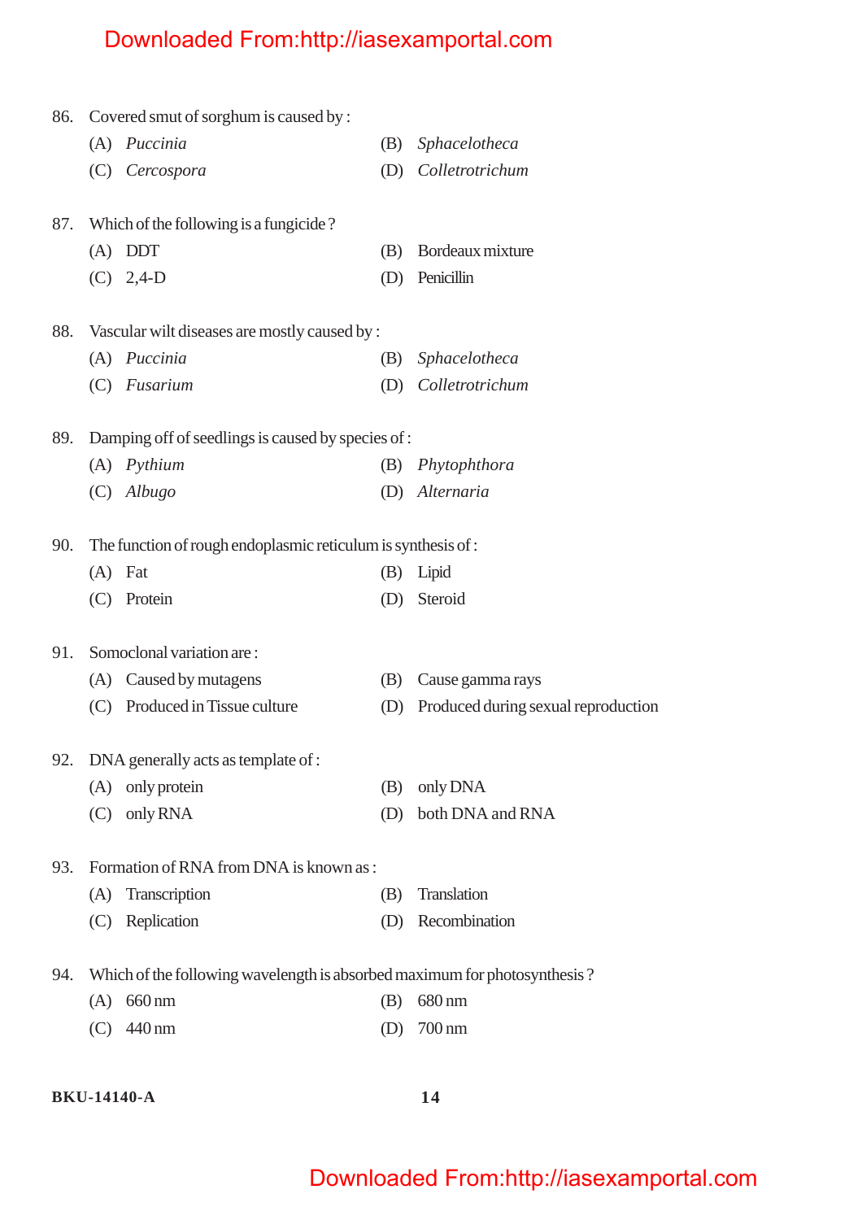86. Covered smut of sorghum is caused by :

(A) *Puccinia*
(B) *Sphacelotheca*
(C) *Cercospora*
(D) *Colletrotrichum*

87. Which of the following is a fungicide ?

(A) DDT
(B) Bordeaux mixture
(C) 2,4-D
(D) Penicillin

88. Vascular wilt diseases are mostly caused by :

(A) *Puccinia*
(B) *Sphacelotheca*
(C) *Fusarium*
(D) *Colletrotrichum*

89. Damping off of seedlings is caused by species of :

(A) *Pythium*
(B) *Phytophthora*
(C) *Albugo*
(D) *Alternaria*

90. The function of rough endoplasmic reticulum is synthesis of :

(A) Fat
(B) Lipid
(C) Protein
(D) Steroid

91. Somoclonal variation are :

(A) Caused by mutagens
(B) Cause gamma rays
(C) Produced in Tissue culture
(D) Produced during sexual reproduction

92. DNA generally acts as template of :

(A) only protein
(B) only DNA
(C) only RNA
(D) both DNA and RNA

93. Formation of RNA from DNA is known as :

(A) Transcription
(B) Translation
(C) Replication
(D) Recombination

94. Which of the following wavelength is absorbed maximum for photosynthesis ?

(A) 660 nm
(B) 680 nm
(C) 440 nm
(D) 700 nm

BKU-14140-A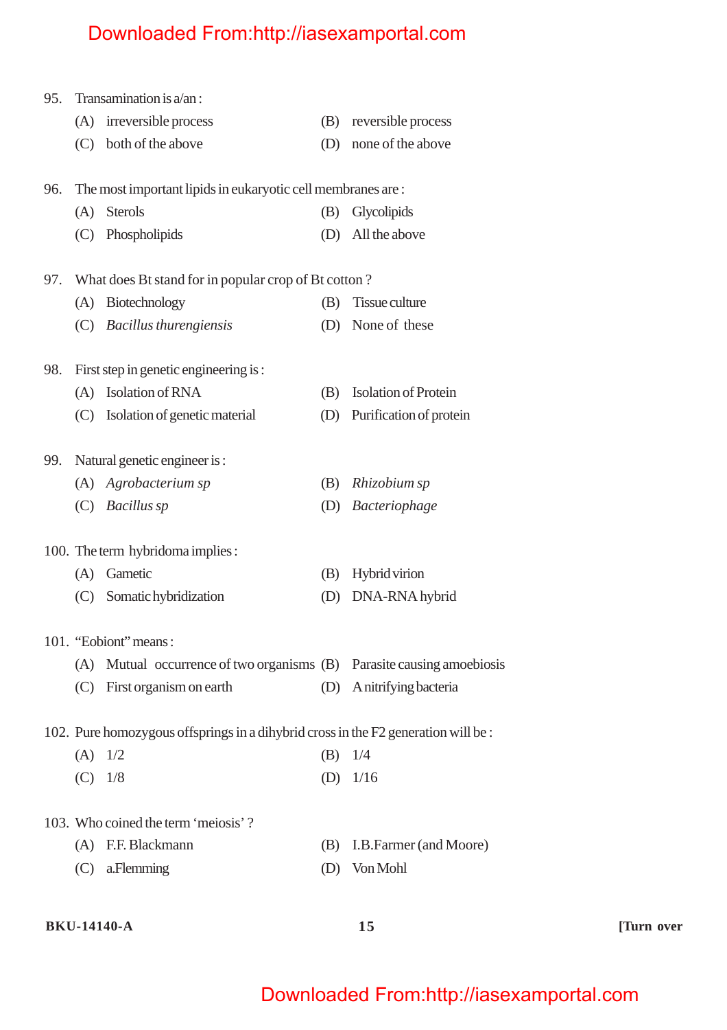95. Transamination is a/an :

(A) irreversible process (B) reversible process
(C) both of the above (D) none of the above

96. The most important lipids in eukaryotic cell membranes are :

(A) Sterols (B) Glycolipids
(C) Phospholipids (D) All the above

97. What does Bt stand for in popular crop of Bt cotton ?

(A) Biotechnology (B) Tissue culture
(C) *Bacillus thurengiensis* (D) None of these

98. First step in genetic engineering is :

(A) Isolation of RNA (B) Isolation of Protein
(C) Isolation of genetic material (D) Purification of protein

99. Natural genetic engineer is :

(A) *Agrobacterium sp* (B) *Rhizobium sp*
(C) *Bacillus sp* (D) *Bacteriophage*

100. The term hybridoma implies :

(A) Gametic (B) Hybrid virion
(C) Somatic hybridization (D) DNA-RNA hybrid

101. "Eobiont" means :

(A) Mutual occurrence of two organisms (B) Parasite causing amoebiosis
(C) First organism on earth (D) A nitrifying bacteria

102. Pure homozygous offsprings in a dihybrid cross in the F2 generation will be :

(A) 1/2 (B) 1/4
(C) 1/8 (D) 1/16

103. Who coined the term 'meiosis' ?

(A) F.F. Blackmann (B) I.B.Farmer (and Moore)
(C) a.Flemming (D) Von Mohl

BKU-14140-A [Turn over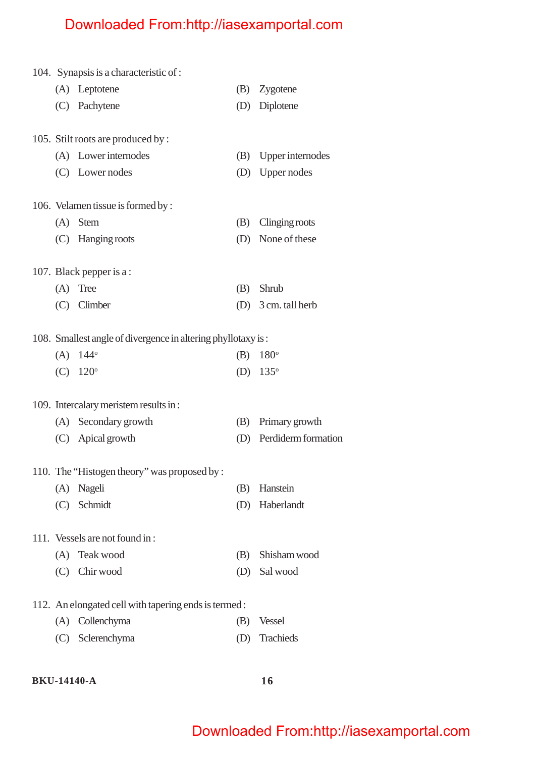104. Synapsis is a characteristic of :

(A) Leptotene (B) Zygotene

(C) Pachytene (D) Diplotene

105. Stilt roots are produced by :

(A) Lower internodes (B) Upper internodes

(C) Lower nodes (D) Upper nodes

106. Velamen tissue is formed by :

(A) Stem (B) Clinging roots

(C) Hanging roots (D) None of these

107. Black pepper is a :

(A) Tree (B) Shrub

(C) Climber (D) 3 cm. tall herb

108. Smallest angle of divergence in altering phyllotaxy is :

(A) $144^o$ (B) $180^o$

(C) $120^o$ (D) $135^o$

109. Intercalary meristem results in :

(A) Secondary growth (B) Primary growth

(C) Apical growth (D) Perdiderm formation

110. The "Histogen theory" was proposed by :

(A) Nageli (B) Hanstein

(C) Schmidt (D) Haberlandt

111. Vessels are not found in :

(A) Teak wood (B) Shisham wood

(C) Chir wood (D) Sal wood

112. An elongated cell with tapering ends is termed :

(A) Collenchyma (B) Vessel

(C) Sclerenchyma (D) Trachieds

BKU-14140-A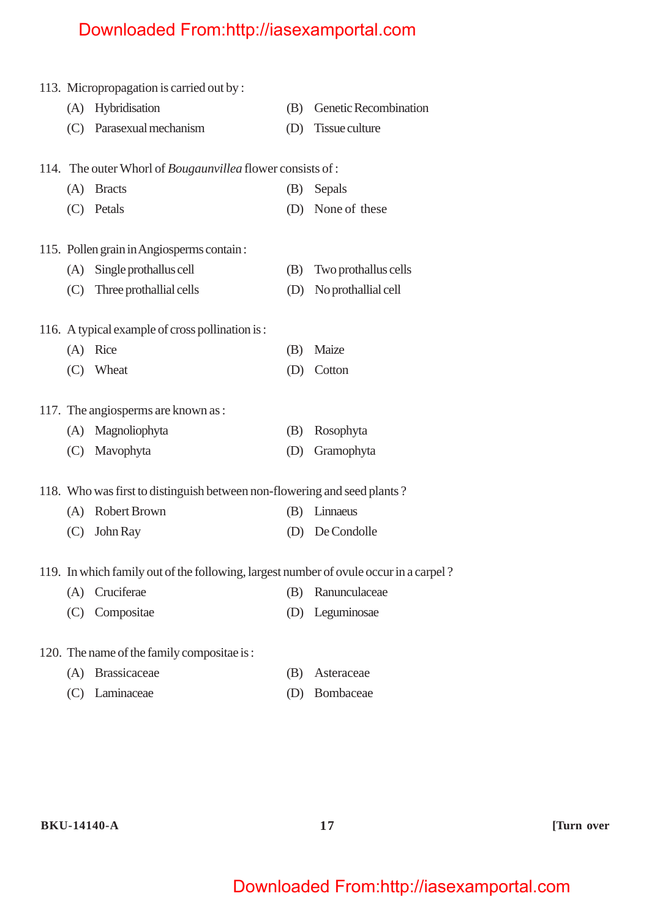113. Micropropagation is carried out by :

(A) Hybridisation
(B) Genetic Recombination
(C) Parasexual mechanism
(D) Tissue culture

114. The outer Whorl of *Bougaunvillea* flower consists of :

(A) Bracts
(B) Sepals
(C) Petals
(D) None of these

115. Pollen grain in Angiosperms contain :

(A) Single prothallus cell
(B) Two prothallus cells
(C) Three prothallial cells
(D) No prothallial cell

116. A typical example of cross pollination is :

(A) Rice
(B) Maize
(C) Wheat
(D) Cotton

117. The angiosperms are known as :

(A) Magnoliophyta
(B) Rosophyta
(C) Mavophyta
(D) Gramophyta

118. Who was first to distinguish between non-flowering and seed plants ?

(A) Robert Brown
(B) Linnaeus
(C) John Ray
(D) De Condolle

119. In which family out of the following, largest number of ovule occur in a carpel ?

(A) Cruciferae
(B) Ranunculaceae
(C) Compositae
(D) Leguminosae

120. The name of the family compositae is :

(A) Brassicaceae
(B) Asteraceae
(C) Laminaceae
(D) Bombaceae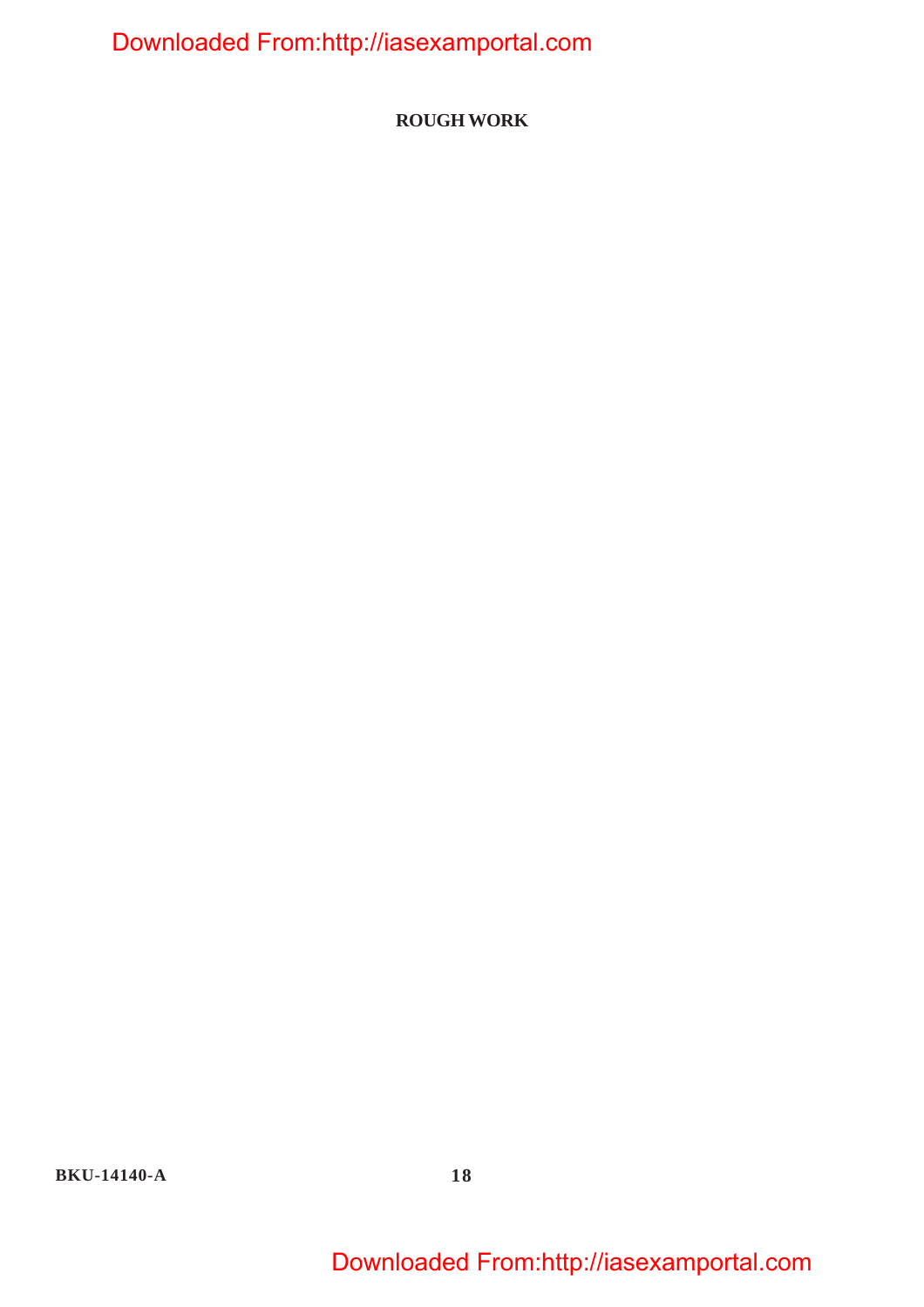**ROUGH WORK**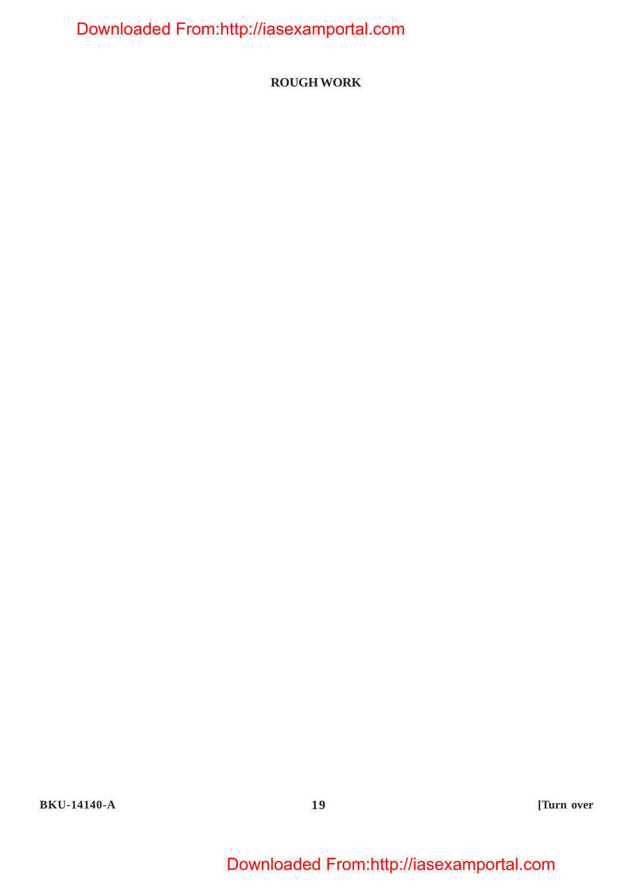**ROUGH WORK**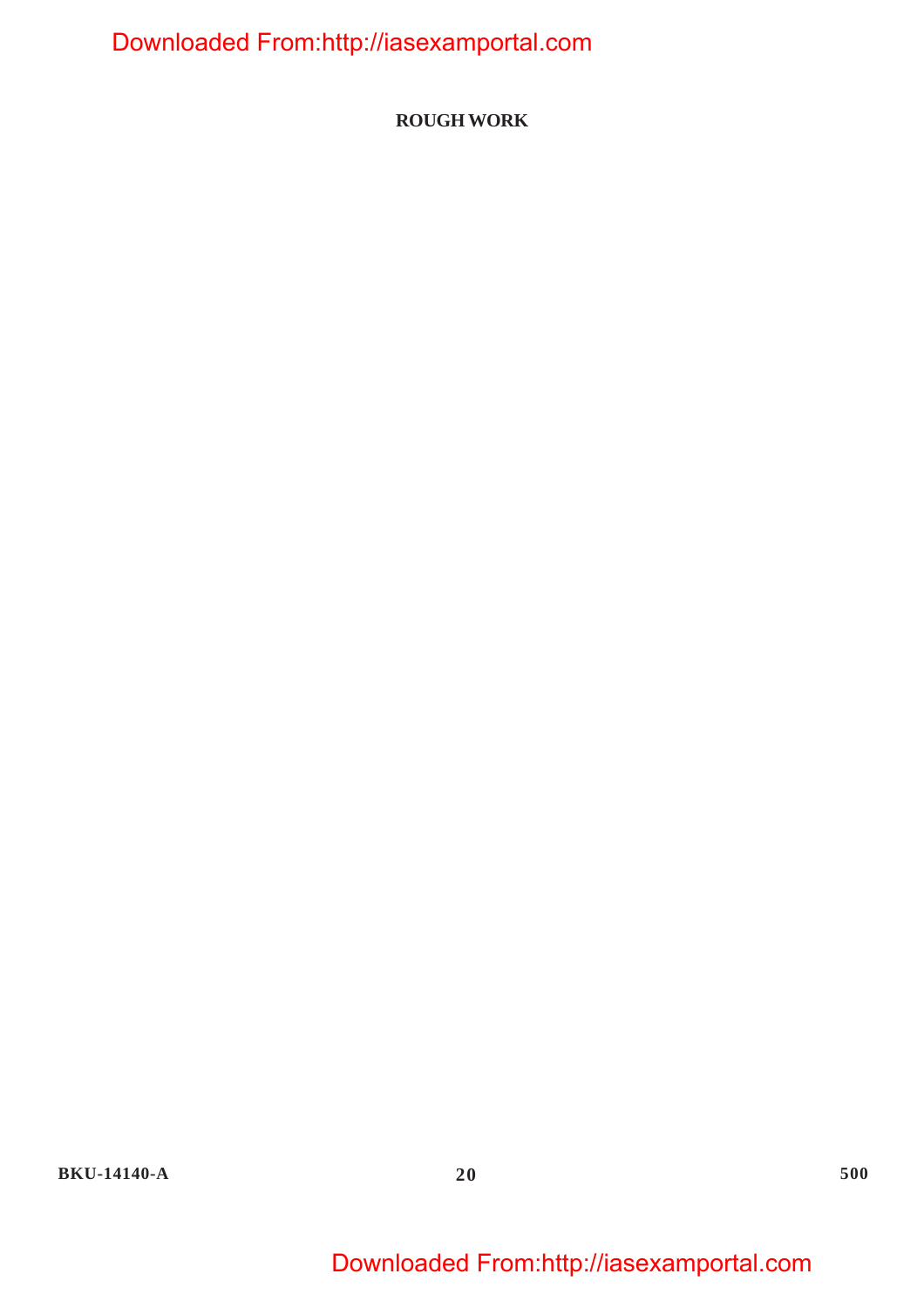**ROUGH WORK**